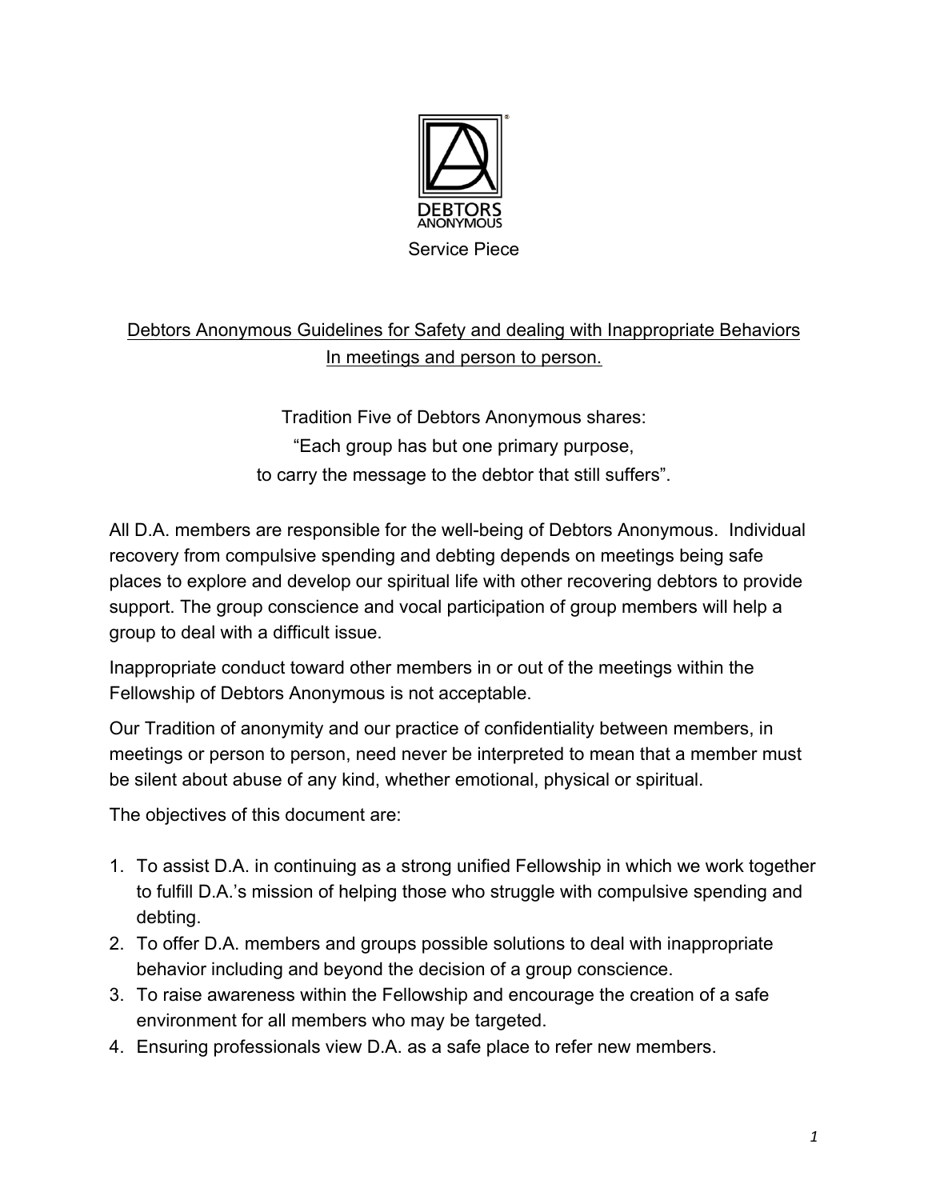DEBTORS ANONYMOUS

Service Piece

Debtors Anonymous Guidelines for Safety and dealing with Inappropriate Behaviors In meetings and person to person.

Tradition Five of Debtors Anonymous shares:
"Each group has but one primary purpose,
to carry the message to the debtor that still suffers".

All D.A. members are responsible for the well-being of Debtors Anonymous. Individual recovery from compulsive spending and debting depends on meetings being safe places to explore and develop our spiritual life with other recovering debtors to provide support. The group conscience and vocal participation of group members will help a group to deal with a difficult issue.

Inappropriate conduct toward other members in or out of the meetings within the Fellowship of Debtors Anonymous is not acceptable.

Our Tradition of anonymity and our practice of confidentiality between members, in meetings or person to person, need never be interpreted to mean that a member must be silent about abuse of any kind, whether emotional, physical or spiritual.

The objectives of this document are:

1. To assist D.A. in continuing as a strong unified Fellowship in which we work together to fulfill D.A.'s mission of helping those who struggle with compulsive spending and debting.
2. To offer D.A. members and groups possible solutions to deal with inappropriate behavior including and beyond the decision of a group conscience.
3. To raise awareness within the Fellowship and encourage the creation of a safe environment for all members who may be targeted.
4. Ensuring professionals view D.A. as a safe place to refer new members.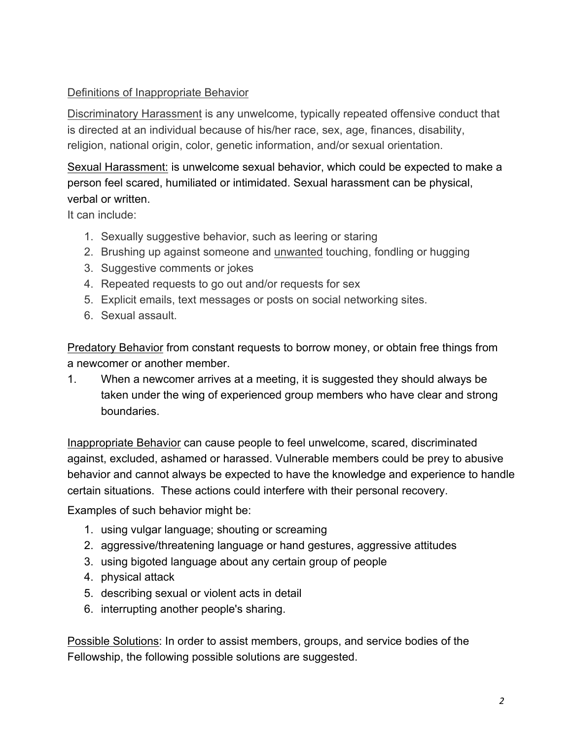Definitions of Inappropriate Behavior

Discriminatory Harassment is any unwelcome, typically repeated offensive conduct that is directed at an individual because of his/her race, sex, age, finances, disability, religion, national origin, color, genetic information, and/or sexual orientation.

Sexual Harassment: is unwelcome sexual behavior, which could be expected to make a person feel scared, humiliated or intimidated. Sexual harassment can be physical, verbal or written.
It can include:

1. Sexually suggestive behavior, such as leering or staring
2. Brushing up against someone and unwanted touching, fondling or hugging
3. Suggestive comments or jokes
4. Repeated requests to go out and/or requests for sex
5. Explicit emails, text messages or posts on social networking sites.
6. Sexual assault.

Predatory Behavior from constant requests to borrow money, or obtain free things from a newcomer or another member.

1. When a newcomer arrives at a meeting, it is suggested they should always be taken under the wing of experienced group members who have clear and strong boundaries.

Inappropriate Behavior can cause people to feel unwelcome, scared, discriminated against, excluded, ashamed or harassed. Vulnerable members could be prey to abusive behavior and cannot always be expected to have the knowledge and experience to handle certain situations. These actions could interfere with their personal recovery.

Examples of such behavior might be:

1. using vulgar language; shouting or screaming
2. aggressive/threatening language or hand gestures, aggressive attitudes
3. using bigoted language about any certain group of people
4. physical attack
5. describing sexual or violent acts in detail
6. interrupting another people's sharing.

Possible Solutions: In order to assist members, groups, and service bodies of the Fellowship, the following possible solutions are suggested.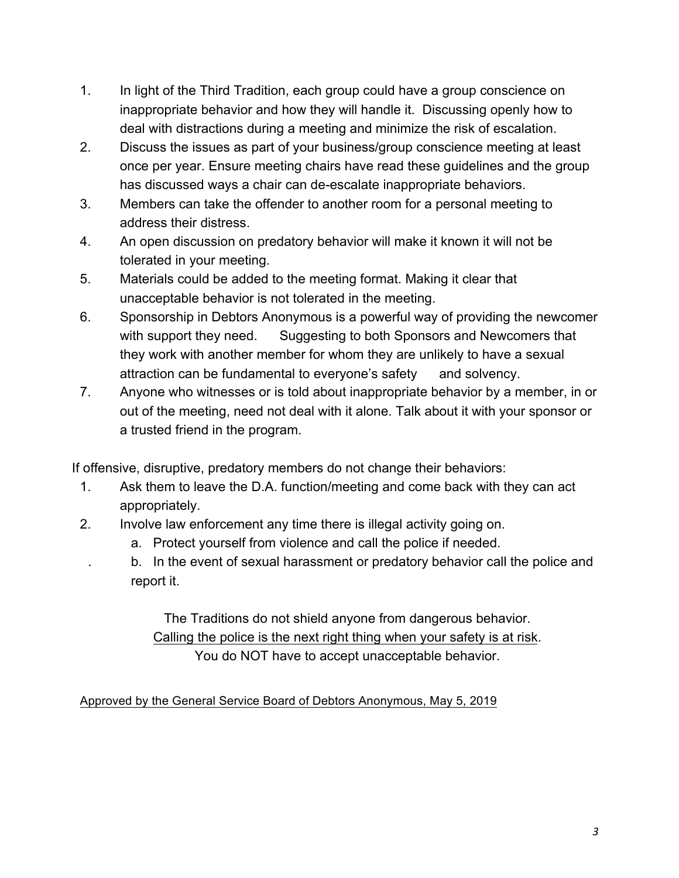1. In light of the Third Tradition, each group could have a group conscience on inappropriate behavior and how they will handle it. Discussing openly how to deal with distractions during a meeting and minimize the risk of escalation.
2. Discuss the issues as part of your business/group conscience meeting at least once per year. Ensure meeting chairs have read these guidelines and the group has discussed ways a chair can de-escalate inappropriate behaviors.
3. Members can take the offender to another room for a personal meeting to address their distress.
4. An open discussion on predatory behavior will make it known it will not be tolerated in your meeting.
5. Materials could be added to the meeting format. Making it clear that unacceptable behavior is not tolerated in the meeting.
6. Sponsorship in Debtors Anonymous is a powerful way of providing the newcomer with support they need. Suggesting to both Sponsors and Newcomers that they work with another member for whom they are unlikely to have a sexual attraction can be fundamental to everyone's safety and solvency.
7. Anyone who witnesses or is told about inappropriate behavior by a member, in or out of the meeting, need not deal with it alone. Talk about it with your sponsor or a trusted friend in the program.

If offensive, disruptive, predatory members do not change their behaviors:

1. Ask them to leave the D.A. function/meeting and come back with they can act appropriately.
2. Involve law enforcement any time there is illegal activity going on.
   a. Protect yourself from violence and call the police if needed.
   b. In the event of sexual harassment or predatory behavior call the police and report it.

The Traditions do not shield anyone from dangerous behavior.
<u>Calling the police is the next right thing when your safety is at risk</u>.
You do NOT have to accept unacceptable behavior.

<u>Approved by the General Service Board of Debtors Anonymous, May 5, 2019</u>